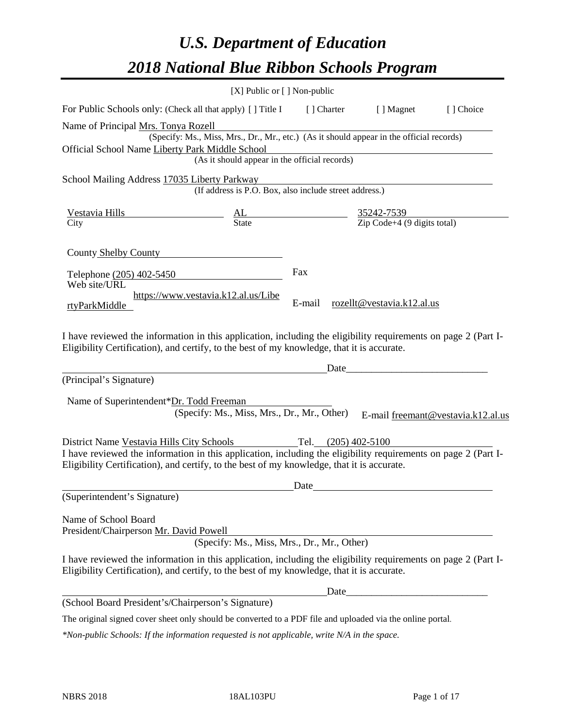# *U.S. Department of Education*

# *2018 National Blue Ribbon Schools Program*

[X] Public or [ ] Non-public

For Public Schools only: (Check all that apply) [ ] Title I [ ] Charter [ ] Magnet [ ] Choice

Name of Principal Mrs. Tonya Rozell
(Specify: Ms., Miss, Mrs., Dr., Mr., etc.) (As it should appear in the official records)

Official School Name Liberty Park Middle School
(As it should appear in the official records)

School Mailing Address 17035 Liberty Parkway
(If address is P.O. Box, also include street address.)

| Vestavia Hills | AL | 35242-7539 |
|---|---|---|
| City | State | Zip Code+4 (9 digits total) |

County Shelby County

Telephone (205) 402-5450

Fax

Web site/URL https://www.vestavia.k12.al.us/LibertyParkMiddle

E-mail rozellt@vestavia.k12.al.us

I have reviewed the information in this application, including the eligibility requirements on page 2 (Part I-Eligibility Certification), and certify, to the best of my knowledge, that it is accurate.

_______________________________________ Date_____________________

(Principal's Signature)

Name of Superintendent* Dr. Todd Freeman
(Specify: Ms., Miss, Mrs., Dr., Mr., Other)

E-mail freemant@vestavia.k12.al.us

District Name Vestavia Hills City Schools Tel. (205) 402-5100

I have reviewed the information in this application, including the eligibility requirements on page 2 (Part I-Eligibility Certification), and certify, to the best of my knowledge, that it is accurate.

_______________________________________ Date_____________________

(Superintendent's Signature)

Name of School Board
President/Chairperson Mr. David Powell
(Specify: Ms., Miss, Mrs., Dr., Mr., Other)

I have reviewed the information in this application, including the eligibility requirements on page 2 (Part I-Eligibility Certification), and certify, to the best of my knowledge, that it is accurate.

_______________________________________ Date_____________________

(School Board President's/Chairperson's Signature)

The original signed cover sheet only should be converted to a PDF file and uploaded via the online portal.

*\*Non-public Schools: If the information requested is not applicable, write N/A in the space.*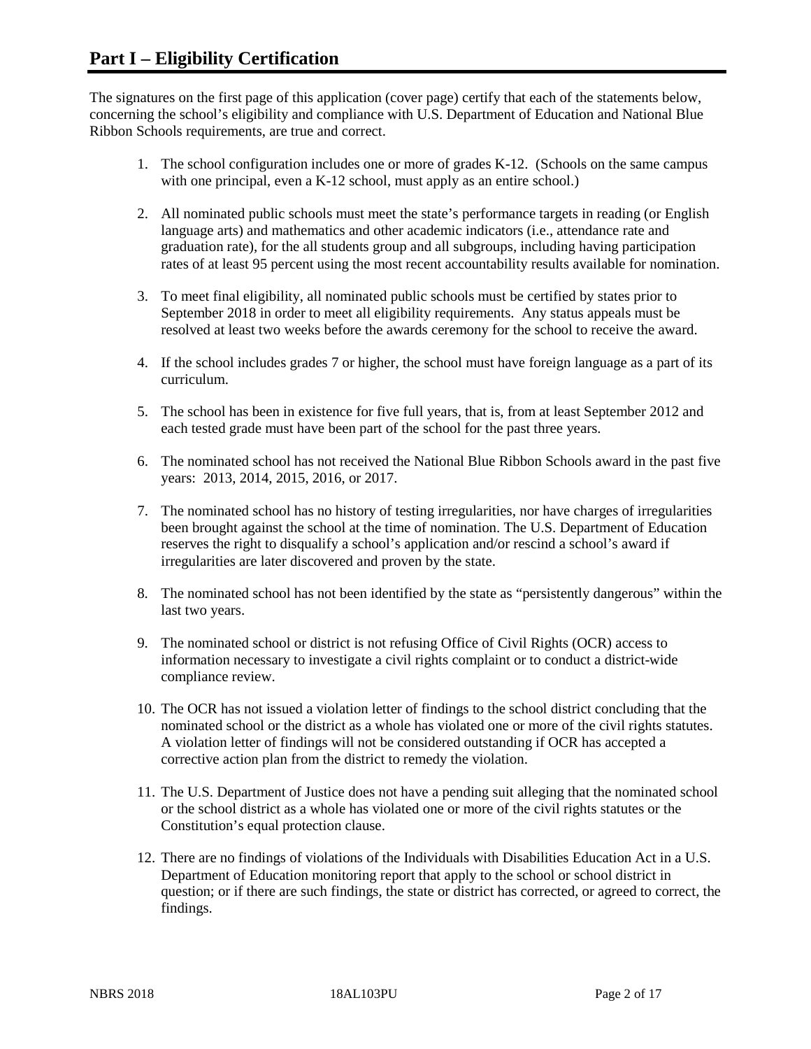# Part I – Eligibility Certification

The signatures on the first page of this application (cover page) certify that each of the statements below, concerning the school's eligibility and compliance with U.S. Department of Education and National Blue Ribbon Schools requirements, are true and correct.

1. The school configuration includes one or more of grades K-12. (Schools on the same campus with one principal, even a K-12 school, must apply as an entire school.)
2. All nominated public schools must meet the state's performance targets in reading (or English language arts) and mathematics and other academic indicators (i.e., attendance rate and graduation rate), for the all students group and all subgroups, including having participation rates of at least 95 percent using the most recent accountability results available for nomination.
3. To meet final eligibility, all nominated public schools must be certified by states prior to September 2018 in order to meet all eligibility requirements. Any status appeals must be resolved at least two weeks before the awards ceremony for the school to receive the award.
4. If the school includes grades 7 or higher, the school must have foreign language as a part of its curriculum.
5. The school has been in existence for five full years, that is, from at least September 2012 and each tested grade must have been part of the school for the past three years.
6. The nominated school has not received the National Blue Ribbon Schools award in the past five years: 2013, 2014, 2015, 2016, or 2017.
7. The nominated school has no history of testing irregularities, nor have charges of irregularities been brought against the school at the time of nomination. The U.S. Department of Education reserves the right to disqualify a school's application and/or rescind a school's award if irregularities are later discovered and proven by the state.
8. The nominated school has not been identified by the state as "persistently dangerous" within the last two years.
9. The nominated school or district is not refusing Office of Civil Rights (OCR) access to information necessary to investigate a civil rights complaint or to conduct a district-wide compliance review.
10. The OCR has not issued a violation letter of findings to the school district concluding that the nominated school or the district as a whole has violated one or more of the civil rights statutes. A violation letter of findings will not be considered outstanding if OCR has accepted a corrective action plan from the district to remedy the violation.
11. The U.S. Department of Justice does not have a pending suit alleging that the nominated school or the school district as a whole has violated one or more of the civil rights statutes or the Constitution's equal protection clause.
12. There are no findings of violations of the Individuals with Disabilities Education Act in a U.S. Department of Education monitoring report that apply to the school or school district in question; or if there are such findings, the state or district has corrected, or agreed to correct, the findings.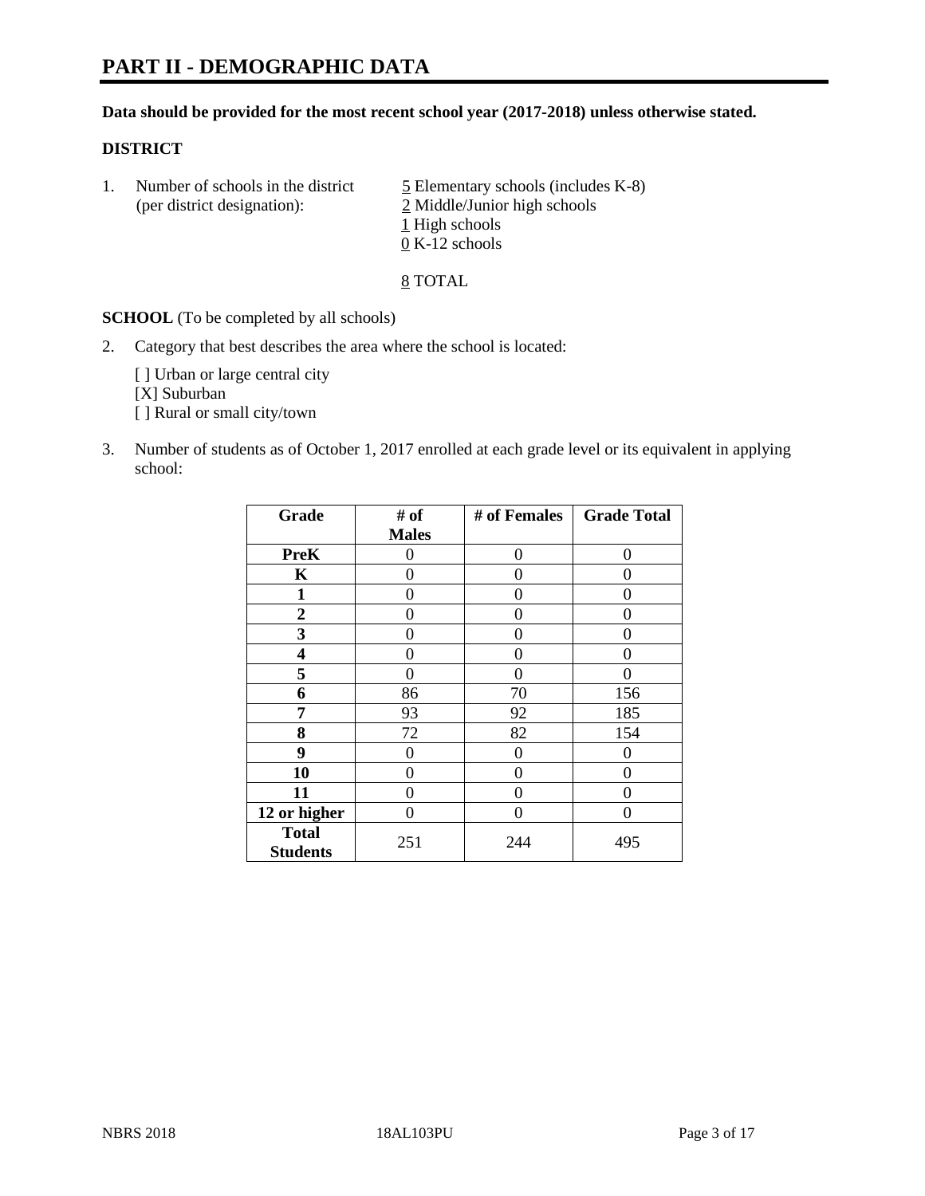# PART II - DEMOGRAPHIC DATA

**Data should be provided for the most recent school year (2017-2018) unless otherwise stated.**

**DISTRICT**

1. Number of schools in the district (per district designation):
   5 Elementary schools (includes K-8)
   2 Middle/Junior high schools
   1 High schools
   0 K-12 schools

   8 TOTAL

**SCHOOL** (To be completed by all schools)

2. Category that best describes the area where the school is located:

   [ ] Urban or large central city
   [X] Suburban
   [ ] Rural or small city/town

3. Number of students as of October 1, 2017 enrolled at each grade level or its equivalent in applying school:

| Grade | # of Males | # of Females | Grade Total |
|---|---|---|---|
| **PreK** | 0 | 0 | 0 |
| **K** | 0 | 0 | 0 |
| **1** | 0 | 0 | 0 |
| **2** | 0 | 0 | 0 |
| **3** | 0 | 0 | 0 |
| **4** | 0 | 0 | 0 |
| **5** | 0 | 0 | 0 |
| **6** | 86 | 70 | 156 |
| **7** | 93 | 92 | 185 |
| **8** | 72 | 82 | 154 |
| **9** | 0 | 0 | 0 |
| **10** | 0 | 0 | 0 |
| **11** | 0 | 0 | 0 |
| **12 or higher** | 0 | 0 | 0 |
| **Total Students** | 251 | 244 | 495 |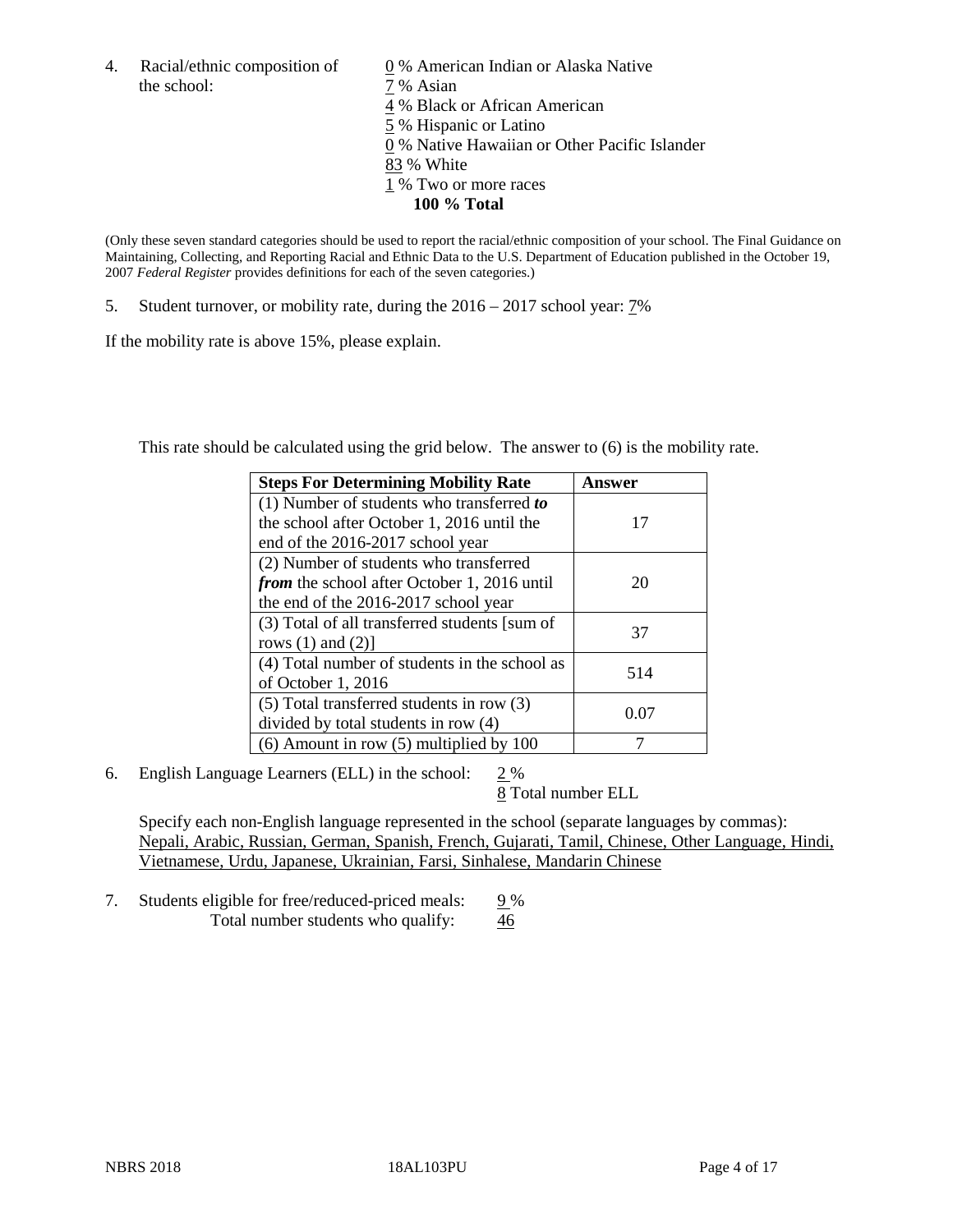4. Racial/ethnic composition of the school:

0 % American Indian or Alaska Native
7 % Asian
4 % Black or African American
5 % Hispanic or Latino
0 % Native Hawaiian or Other Pacific Islander
83 % White
1 % Two or more races
**100 % Total**

(Only these seven standard categories should be used to report the racial/ethnic composition of your school. The Final Guidance on Maintaining, Collecting, and Reporting Racial and Ethnic Data to the U.S. Department of Education published in the October 19, 2007 *Federal Register* provides definitions for each of the seven categories.)

5. Student turnover, or mobility rate, during the 2016 – 2017 school year: 7%

If the mobility rate is above 15%, please explain.

This rate should be calculated using the grid below. The answer to (6) is the mobility rate.

| **Steps For Determining Mobility Rate** | **Answer** |
|---|---|
| (1) Number of students who transferred ***to*** the school after October 1, 2016 until the end of the 2016-2017 school year | 17 |
| (2) Number of students who transferred ***from*** the school after October 1, 2016 until the end of the 2016-2017 school year | 20 |
| (3) Total of all transferred students [sum of rows (1) and (2)] | 37 |
| (4) Total number of students in the school as of October 1, 2016 | 514 |
| (5) Total transferred students in row (3) divided by total students in row (4) | 0.07 |
| (6) Amount in row (5) multiplied by 100 | 7 |

6. English Language Learners (ELL) in the school: 2 %
8 Total number ELL

Specify each non-English language represented in the school (separate languages by commas):
Nepali, Arabic, Russian, German, Spanish, French, Gujarati, Tamil, Chinese, Other Language, Hindi, Vietnamese, Urdu, Japanese, Ukrainian, Farsi, Sinhalese, Mandarin Chinese

7. Students eligible for free/reduced-priced meals: 9 %
Total number students who qualify: 46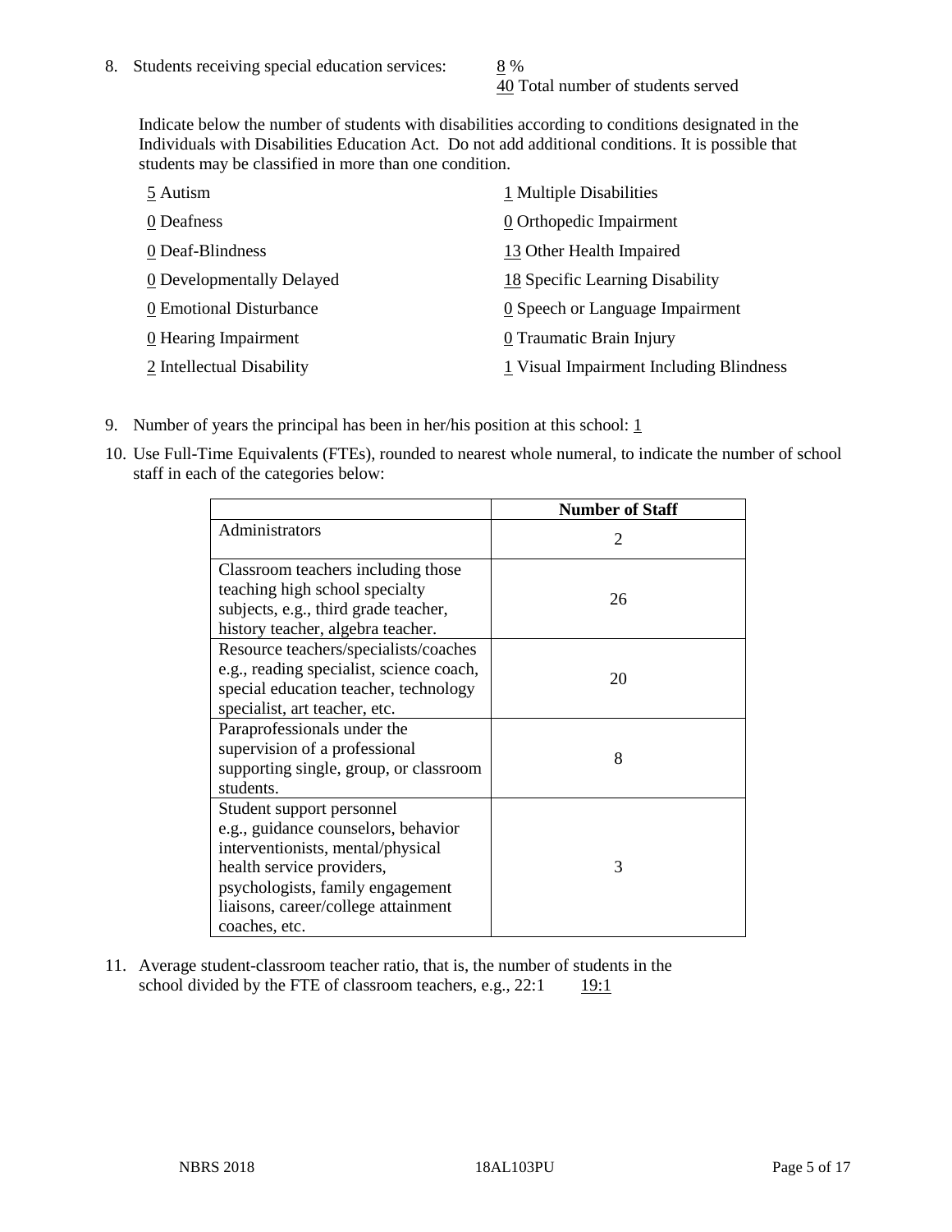8. Students receiving special education services: 8 %
   40 Total number of students served

   Indicate below the number of students with disabilities according to conditions designated in the Individuals with Disabilities Education Act. Do not add additional conditions. It is possible that students may be classified in more than one condition.

   5 Autism
   0 Deafness
   0 Deaf-Blindness
   0 Developmentally Delayed
   0 Emotional Disturbance
   0 Hearing Impairment
   2 Intellectual Disability
   1 Multiple Disabilities
   0 Orthopedic Impairment
   13 Other Health Impaired
   18 Specific Learning Disability
   0 Speech or Language Impairment
   0 Traumatic Brain Injury
   1 Visual Impairment Including Blindness

9. Number of years the principal has been in her/his position at this school: 1

10. Use Full-Time Equivalents (FTEs), rounded to nearest whole numeral, to indicate the number of school staff in each of the categories below:

| | Number of Staff |
|---|---|
| Administrators | 2 |
| Classroom teachers including those teaching high school specialty subjects, e.g., third grade teacher, history teacher, algebra teacher. | 26 |
| Resource teachers/specialists/coaches e.g., reading specialist, science coach, special education teacher, technology specialist, art teacher, etc. | 20 |
| Paraprofessionals under the supervision of a professional supporting single, group, or classroom students. | 8 |
| Student support personnel e.g., guidance counselors, behavior interventionists, mental/physical health service providers, psychologists, family engagement liaisons, career/college attainment coaches, etc. | 3 |

11. Average student-classroom teacher ratio, that is, the number of students in the school divided by the FTE of classroom teachers, e.g., 22:1 19:1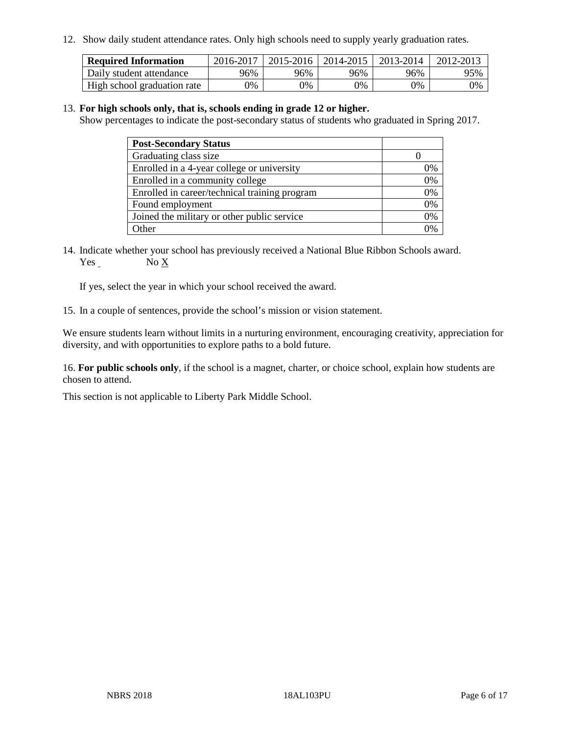12. Show daily student attendance rates. Only high schools need to supply yearly graduation rates.

| Required Information | 2016-2017 | 2015-2016 | 2014-2015 | 2013-2014 | 2012-2013 |
|---|---|---|---|---|---|
| Daily student attendance | 96% | 96% | 96% | 96% | 95% |
| High school graduation rate | 0% | 0% | 0% | 0% | 0% |

13. **For high schools only, that is, schools ending in grade 12 or higher.**
Show percentages to indicate the post-secondary status of students who graduated in Spring 2017.

| Post-Secondary Status | |
|---|---|
| Graduating class size | 0 |
| Enrolled in a 4-year college or university | 0% |
| Enrolled in a community college | 0% |
| Enrolled in career/technical training program | 0% |
| Found employment | 0% |
| Joined the military or other public service | 0% |
| Other | 0% |

14. Indicate whether your school has previously received a National Blue Ribbon Schools award.
Yes ___ No X

If yes, select the year in which your school received the award.

15. In a couple of sentences, provide the school's mission or vision statement.

We ensure students learn without limits in a nurturing environment, encouraging creativity, appreciation for diversity, and with opportunities to explore paths to a bold future.

16. **For public schools only**, if the school is a magnet, charter, or choice school, explain how students are chosen to attend.

This section is not applicable to Liberty Park Middle School.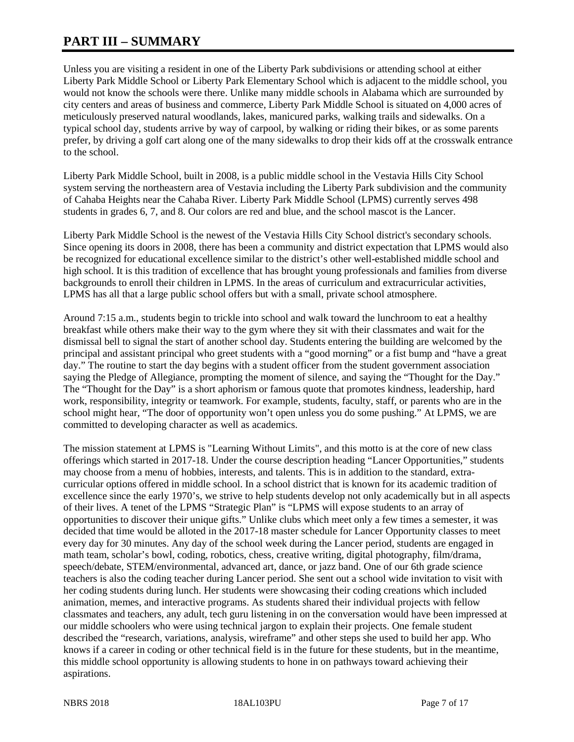# PART III – SUMMARY

Unless you are visiting a resident in one of the Liberty Park subdivisions or attending school at either Liberty Park Middle School or Liberty Park Elementary School which is adjacent to the middle school, you would not know the schools were there. Unlike many middle schools in Alabama which are surrounded by city centers and areas of business and commerce, Liberty Park Middle School is situated on 4,000 acres of meticulously preserved natural woodlands, lakes, manicured parks, walking trails and sidewalks. On a typical school day, students arrive by way of carpool, by walking or riding their bikes, or as some parents prefer, by driving a golf cart along one of the many sidewalks to drop their kids off at the crosswalk entrance to the school.

Liberty Park Middle School, built in 2008, is a public middle school in the Vestavia Hills City School system serving the northeastern area of Vestavia including the Liberty Park subdivision and the community of Cahaba Heights near the Cahaba River. Liberty Park Middle School (LPMS) currently serves 498 students in grades 6, 7, and 8. Our colors are red and blue, and the school mascot is the Lancer.

Liberty Park Middle School is the newest of the Vestavia Hills City School district's secondary schools. Since opening its doors in 2008, there has been a community and district expectation that LPMS would also be recognized for educational excellence similar to the district's other well-established middle school and high school. It is this tradition of excellence that has brought young professionals and families from diverse backgrounds to enroll their children in LPMS. In the areas of curriculum and extracurricular activities, LPMS has all that a large public school offers but with a small, private school atmosphere.

Around 7:15 a.m., students begin to trickle into school and walk toward the lunchroom to eat a healthy breakfast while others make their way to the gym where they sit with their classmates and wait for the dismissal bell to signal the start of another school day. Students entering the building are welcomed by the principal and assistant principal who greet students with a "good morning" or a fist bump and "have a great day." The routine to start the day begins with a student officer from the student government association saying the Pledge of Allegiance, prompting the moment of silence, and saying the "Thought for the Day." The "Thought for the Day" is a short aphorism or famous quote that promotes kindness, leadership, hard work, responsibility, integrity or teamwork. For example, students, faculty, staff, or parents who are in the school might hear, "The door of opportunity won't open unless you do some pushing." At LPMS, we are committed to developing character as well as academics.

The mission statement at LPMS is "Learning Without Limits", and this motto is at the core of new class offerings which started in 2017-18. Under the course description heading "Lancer Opportunities," students may choose from a menu of hobbies, interests, and talents. This is in addition to the standard, extra-curricular options offered in middle school. In a school district that is known for its academic tradition of excellence since the early 1970's, we strive to help students develop not only academically but in all aspects of their lives. A tenet of the LPMS "Strategic Plan" is "LPMS will expose students to an array of opportunities to discover their unique gifts." Unlike clubs which meet only a few times a semester, it was decided that time would be alloted in the 2017-18 master schedule for Lancer Opportunity classes to meet every day for 30 minutes. Any day of the school week during the Lancer period, students are engaged in math team, scholar's bowl, coding, robotics, chess, creative writing, digital photography, film/drama, speech/debate, STEM/environmental, advanced art, dance, or jazz band. One of our 6th grade science teachers is also the coding teacher during Lancer period. She sent out a school wide invitation to visit with her coding students during lunch. Her students were showcasing their coding creations which included animation, memes, and interactive programs. As students shared their individual projects with fellow classmates and teachers, any adult, tech guru listening in on the conversation would have been impressed at our middle schoolers who were using technical jargon to explain their projects. One female student described the "research, variations, analysis, wireframe" and other steps she used to build her app. Who knows if a career in coding or other technical field is in the future for these students, but in the meantime, this middle school opportunity is allowing students to hone in on pathways toward achieving their aspirations.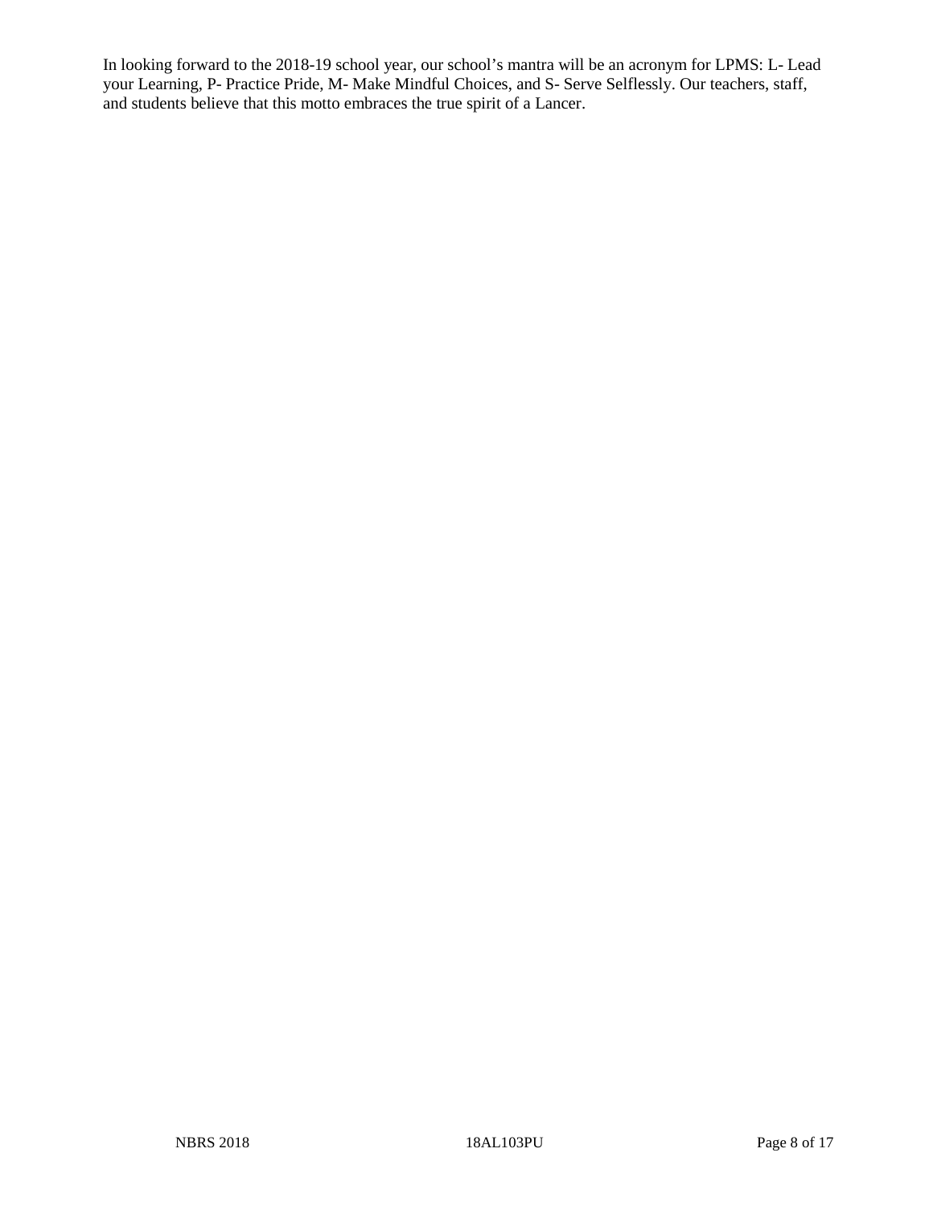In looking forward to the 2018-19 school year, our school's mantra will be an acronym for LPMS: L- Lead your Learning, P- Practice Pride, M- Make Mindful Choices, and S- Serve Selflessly. Our teachers, staff, and students believe that this motto embraces the true spirit of a Lancer.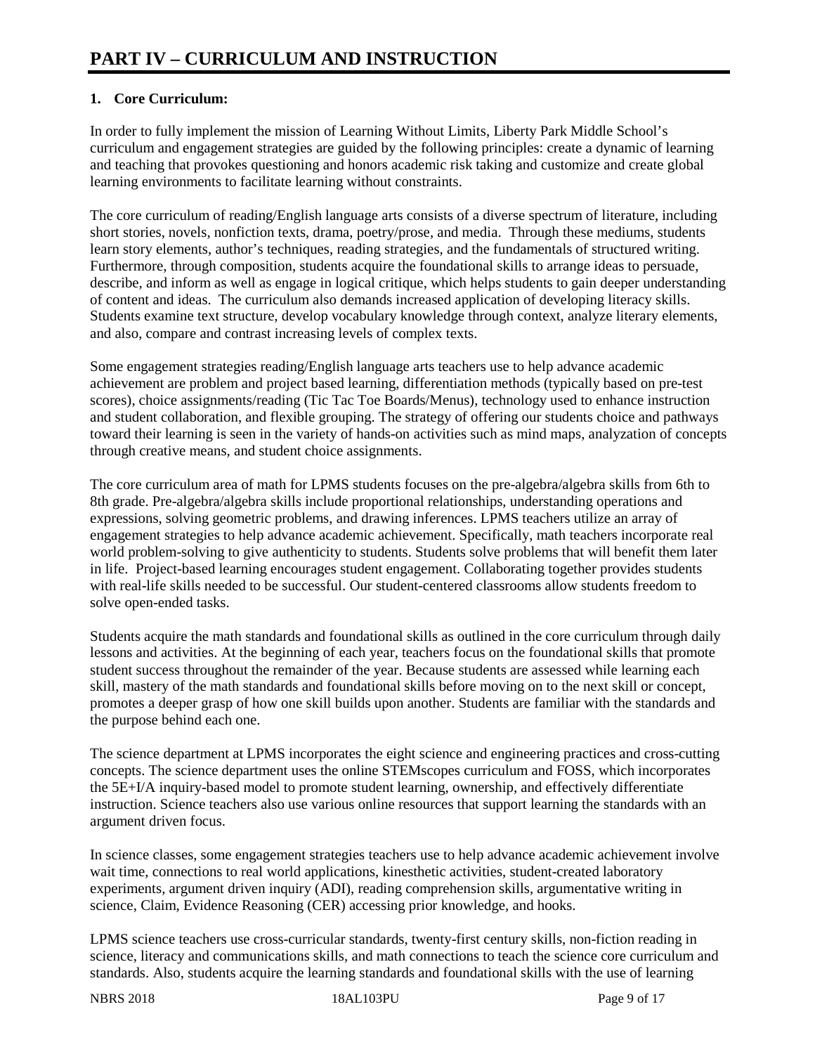# PART IV – CURRICULUM AND INSTRUCTION

**1. Core Curriculum:**

In order to fully implement the mission of Learning Without Limits, Liberty Park Middle School's curriculum and engagement strategies are guided by the following principles: create a dynamic of learning and teaching that provokes questioning and honors academic risk taking and customize and create global learning environments to facilitate learning without constraints.

The core curriculum of reading/English language arts consists of a diverse spectrum of literature, including short stories, novels, nonfiction texts, drama, poetry/prose, and media. Through these mediums, students learn story elements, author's techniques, reading strategies, and the fundamentals of structured writing. Furthermore, through composition, students acquire the foundational skills to arrange ideas to persuade, describe, and inform as well as engage in logical critique, which helps students to gain deeper understanding of content and ideas. The curriculum also demands increased application of developing literacy skills. Students examine text structure, develop vocabulary knowledge through context, analyze literary elements, and also, compare and contrast increasing levels of complex texts.

Some engagement strategies reading/English language arts teachers use to help advance academic achievement are problem and project based learning, differentiation methods (typically based on pre-test scores), choice assignments/reading (Tic Tac Toe Boards/Menus), technology used to enhance instruction and student collaboration, and flexible grouping. The strategy of offering our students choice and pathways toward their learning is seen in the variety of hands-on activities such as mind maps, analyzation of concepts through creative means, and student choice assignments.

The core curriculum area of math for LPMS students focuses on the pre-algebra/algebra skills from 6th to 8th grade. Pre-algebra/algebra skills include proportional relationships, understanding operations and expressions, solving geometric problems, and drawing inferences. LPMS teachers utilize an array of engagement strategies to help advance academic achievement. Specifically, math teachers incorporate real world problem-solving to give authenticity to students. Students solve problems that will benefit them later in life. Project-based learning encourages student engagement. Collaborating together provides students with real-life skills needed to be successful. Our student-centered classrooms allow students freedom to solve open-ended tasks.

Students acquire the math standards and foundational skills as outlined in the core curriculum through daily lessons and activities. At the beginning of each year, teachers focus on the foundational skills that promote student success throughout the remainder of the year. Because students are assessed while learning each skill, mastery of the math standards and foundational skills before moving on to the next skill or concept, promotes a deeper grasp of how one skill builds upon another. Students are familiar with the standards and the purpose behind each one.

The science department at LPMS incorporates the eight science and engineering practices and cross-cutting concepts. The science department uses the online STEMscopes curriculum and FOSS, which incorporates the 5E+I/A inquiry-based model to promote student learning, ownership, and effectively differentiate instruction. Science teachers also use various online resources that support learning the standards with an argument driven focus.

In science classes, some engagement strategies teachers use to help advance academic achievement involve wait time, connections to real world applications, kinesthetic activities, student-created laboratory experiments, argument driven inquiry (ADI), reading comprehension skills, argumentative writing in science, Claim, Evidence Reasoning (CER) accessing prior knowledge, and hooks.

LPMS science teachers use cross-curricular standards, twenty-first century skills, non-fiction reading in science, literacy and communications skills, and math connections to teach the science core curriculum and standards. Also, students acquire the learning standards and foundational skills with the use of learning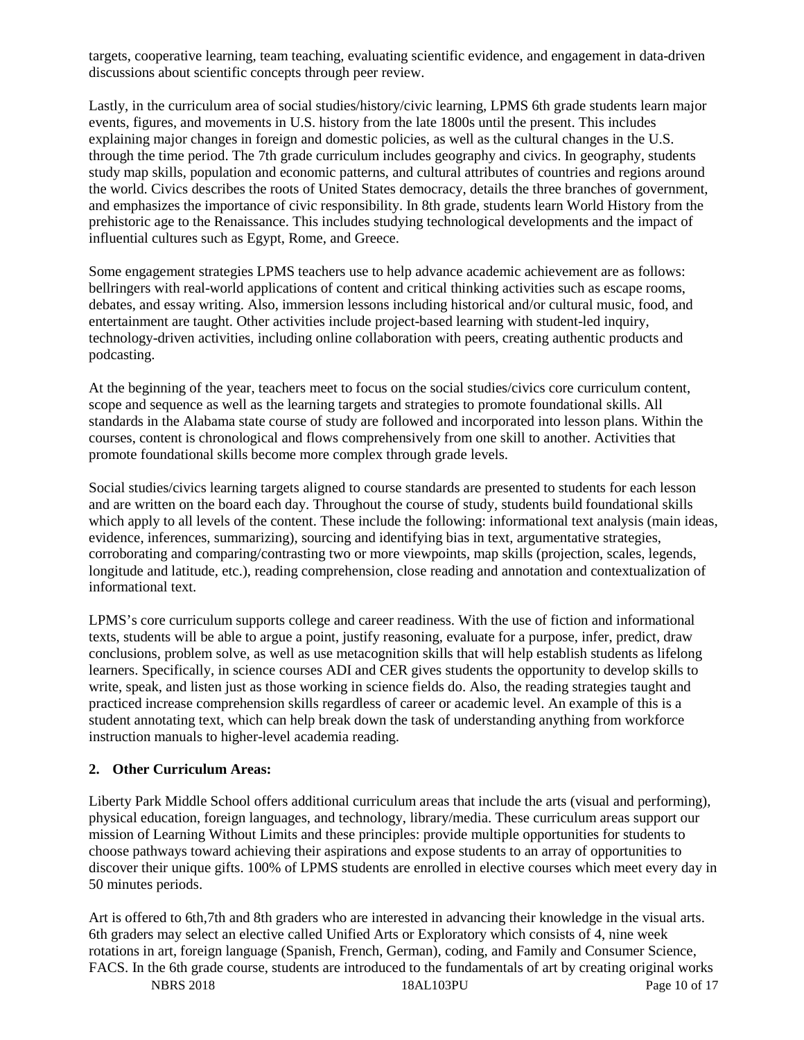targets, cooperative learning, team teaching, evaluating scientific evidence, and engagement in data-driven discussions about scientific concepts through peer review.

Lastly, in the curriculum area of social studies/history/civic learning, LPMS 6th grade students learn major events, figures, and movements in U.S. history from the late 1800s until the present. This includes explaining major changes in foreign and domestic policies, as well as the cultural changes in the U.S. through the time period. The 7th grade curriculum includes geography and civics. In geography, students study map skills, population and economic patterns, and cultural attributes of countries and regions around the world. Civics describes the roots of United States democracy, details the three branches of government, and emphasizes the importance of civic responsibility. In 8th grade, students learn World History from the prehistoric age to the Renaissance. This includes studying technological developments and the impact of influential cultures such as Egypt, Rome, and Greece.

Some engagement strategies LPMS teachers use to help advance academic achievement are as follows: bellringers with real-world applications of content and critical thinking activities such as escape rooms, debates, and essay writing. Also, immersion lessons including historical and/or cultural music, food, and entertainment are taught. Other activities include project-based learning with student-led inquiry, technology-driven activities, including online collaboration with peers, creating authentic products and podcasting.

At the beginning of the year, teachers meet to focus on the social studies/civics core curriculum content, scope and sequence as well as the learning targets and strategies to promote foundational skills. All standards in the Alabama state course of study are followed and incorporated into lesson plans. Within the courses, content is chronological and flows comprehensively from one skill to another. Activities that promote foundational skills become more complex through grade levels.

Social studies/civics learning targets aligned to course standards are presented to students for each lesson and are written on the board each day. Throughout the course of study, students build foundational skills which apply to all levels of the content. These include the following: informational text analysis (main ideas, evidence, inferences, summarizing), sourcing and identifying bias in text, argumentative strategies, corroborating and comparing/contrasting two or more viewpoints, map skills (projection, scales, legends, longitude and latitude, etc.), reading comprehension, close reading and annotation and contextualization of informational text.

LPMS's core curriculum supports college and career readiness. With the use of fiction and informational texts, students will be able to argue a point, justify reasoning, evaluate for a purpose, infer, predict, draw conclusions, problem solve, as well as use metacognition skills that will help establish students as lifelong learners. Specifically, in science courses ADI and CER gives students the opportunity to develop skills to write, speak, and listen just as those working in science fields do. Also, the reading strategies taught and practiced increase comprehension skills regardless of career or academic level. An example of this is a student annotating text, which can help break down the task of understanding anything from workforce instruction manuals to higher-level academia reading.

**2. Other Curriculum Areas:**

Liberty Park Middle School offers additional curriculum areas that include the arts (visual and performing), physical education, foreign languages, and technology, library/media. These curriculum areas support our mission of Learning Without Limits and these principles: provide multiple opportunities for students to choose pathways toward achieving their aspirations and expose students to an array of opportunities to discover their unique gifts. 100% of LPMS students are enrolled in elective courses which meet every day in 50 minutes periods.

Art is offered to 6th,7th and 8th graders who are interested in advancing their knowledge in the visual arts. 6th graders may select an elective called Unified Arts or Exploratory which consists of 4, nine week rotations in art, foreign language (Spanish, French, German), coding, and Family and Consumer Science, FACS. In the 6th grade course, students are introduced to the fundamentals of art by creating original works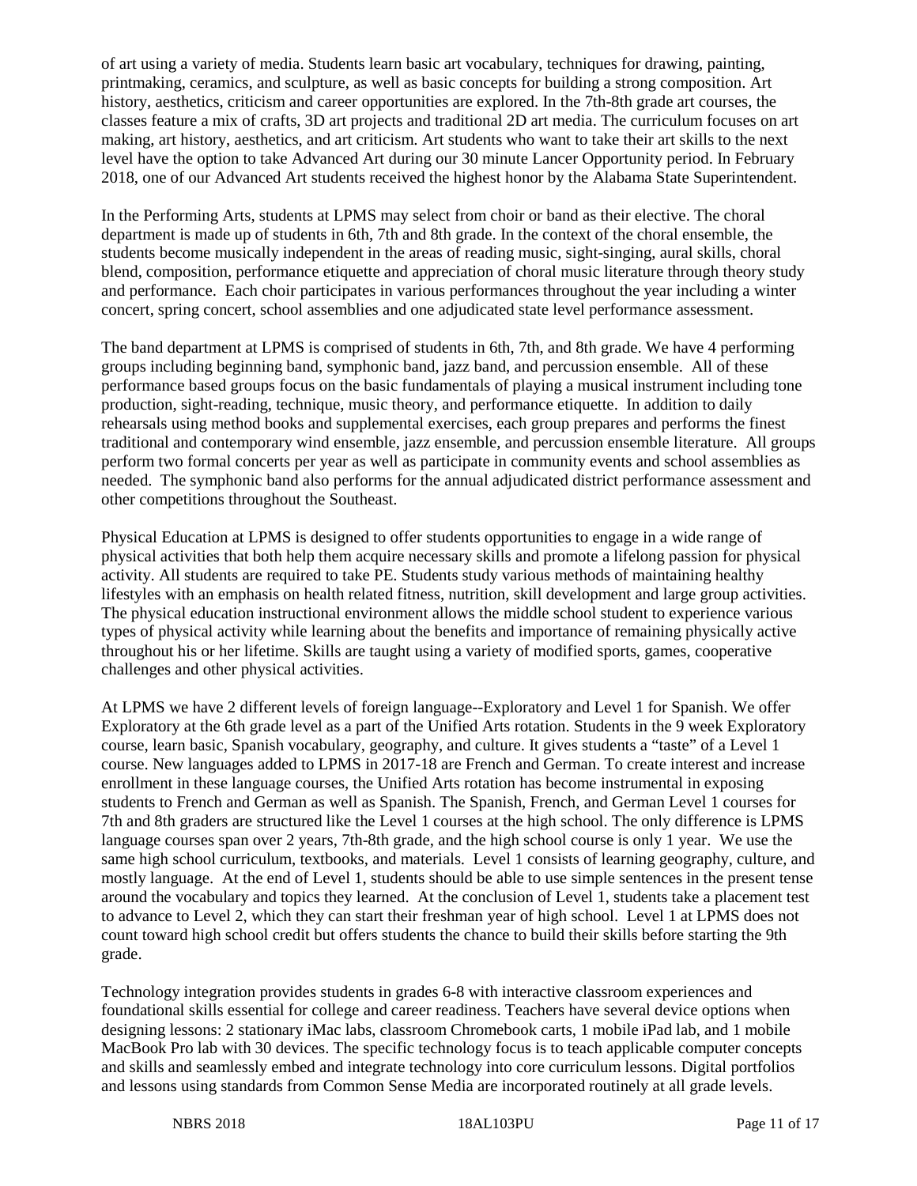of art using a variety of media. Students learn basic art vocabulary, techniques for drawing, painting, printmaking, ceramics, and sculpture, as well as basic concepts for building a strong composition. Art history, aesthetics, criticism and career opportunities are explored. In the 7th-8th grade art courses, the classes feature a mix of crafts, 3D art projects and traditional 2D art media. The curriculum focuses on art making, art history, aesthetics, and art criticism. Art students who want to take their art skills to the next level have the option to take Advanced Art during our 30 minute Lancer Opportunity period. In February 2018, one of our Advanced Art students received the highest honor by the Alabama State Superintendent.

In the Performing Arts, students at LPMS may select from choir or band as their elective. The choral department is made up of students in 6th, 7th and 8th grade. In the context of the choral ensemble, the students become musically independent in the areas of reading music, sight-singing, aural skills, choral blend, composition, performance etiquette and appreciation of choral music literature through theory study and performance. Each choir participates in various performances throughout the year including a winter concert, spring concert, school assemblies and one adjudicated state level performance assessment.

The band department at LPMS is comprised of students in 6th, 7th, and 8th grade. We have 4 performing groups including beginning band, symphonic band, jazz band, and percussion ensemble. All of these performance based groups focus on the basic fundamentals of playing a musical instrument including tone production, sight-reading, technique, music theory, and performance etiquette. In addition to daily rehearsals using method books and supplemental exercises, each group prepares and performs the finest traditional and contemporary wind ensemble, jazz ensemble, and percussion ensemble literature. All groups perform two formal concerts per year as well as participate in community events and school assemblies as needed. The symphonic band also performs for the annual adjudicated district performance assessment and other competitions throughout the Southeast.

Physical Education at LPMS is designed to offer students opportunities to engage in a wide range of physical activities that both help them acquire necessary skills and promote a lifelong passion for physical activity. All students are required to take PE. Students study various methods of maintaining healthy lifestyles with an emphasis on health related fitness, nutrition, skill development and large group activities. The physical education instructional environment allows the middle school student to experience various types of physical activity while learning about the benefits and importance of remaining physically active throughout his or her lifetime. Skills are taught using a variety of modified sports, games, cooperative challenges and other physical activities.

At LPMS we have 2 different levels of foreign language--Exploratory and Level 1 for Spanish. We offer Exploratory at the 6th grade level as a part of the Unified Arts rotation. Students in the 9 week Exploratory course, learn basic, Spanish vocabulary, geography, and culture. It gives students a "taste" of a Level 1 course. New languages added to LPMS in 2017-18 are French and German. To create interest and increase enrollment in these language courses, the Unified Arts rotation has become instrumental in exposing students to French and German as well as Spanish. The Spanish, French, and German Level 1 courses for 7th and 8th graders are structured like the Level 1 courses at the high school. The only difference is LPMS language courses span over 2 years, 7th-8th grade, and the high school course is only 1 year. We use the same high school curriculum, textbooks, and materials. Level 1 consists of learning geography, culture, and mostly language. At the end of Level 1, students should be able to use simple sentences in the present tense around the vocabulary and topics they learned. At the conclusion of Level 1, students take a placement test to advance to Level 2, which they can start their freshman year of high school. Level 1 at LPMS does not count toward high school credit but offers students the chance to build their skills before starting the 9th grade.

Technology integration provides students in grades 6-8 with interactive classroom experiences and foundational skills essential for college and career readiness. Teachers have several device options when designing lessons: 2 stationary iMac labs, classroom Chromebook carts, 1 mobile iPad lab, and 1 mobile MacBook Pro lab with 30 devices. The specific technology focus is to teach applicable computer concepts and skills and seamlessly embed and integrate technology into core curriculum lessons. Digital portfolios and lessons using standards from Common Sense Media are incorporated routinely at all grade levels.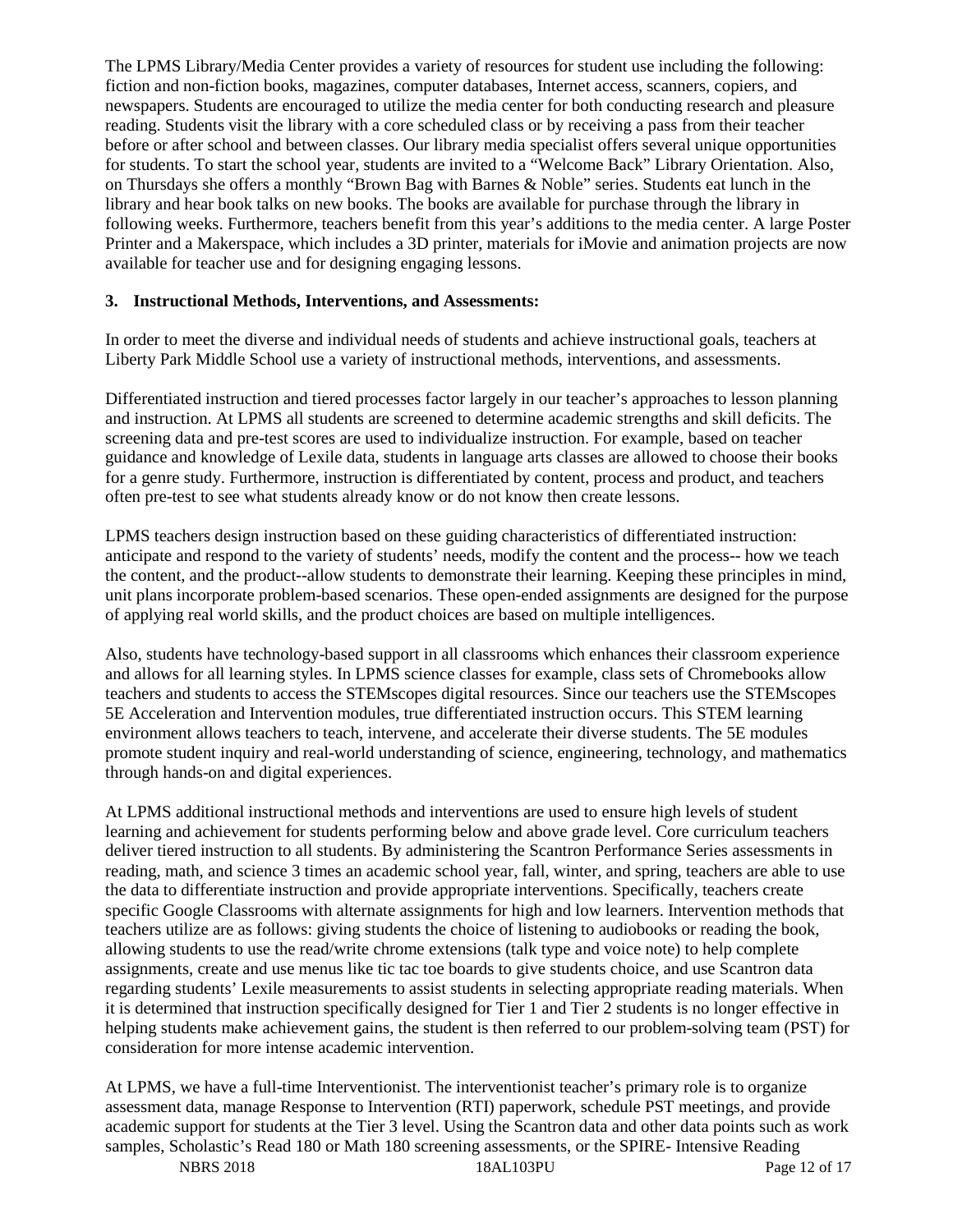The LPMS Library/Media Center provides a variety of resources for student use including the following: fiction and non-fiction books, magazines, computer databases, Internet access, scanners, copiers, and newspapers. Students are encouraged to utilize the media center for both conducting research and pleasure reading. Students visit the library with a core scheduled class or by receiving a pass from their teacher before or after school and between classes. Our library media specialist offers several unique opportunities for students. To start the school year, students are invited to a "Welcome Back" Library Orientation. Also, on Thursdays she offers a monthly "Brown Bag with Barnes & Noble" series. Students eat lunch in the library and hear book talks on new books. The books are available for purchase through the library in following weeks. Furthermore, teachers benefit from this year's additions to the media center. A large Poster Printer and a Makerspace, which includes a 3D printer, materials for iMovie and animation projects are now available for teacher use and for designing engaging lessons.

**3. Instructional Methods, Interventions, and Assessments:**

In order to meet the diverse and individual needs of students and achieve instructional goals, teachers at Liberty Park Middle School use a variety of instructional methods, interventions, and assessments.

Differentiated instruction and tiered processes factor largely in our teacher's approaches to lesson planning and instruction. At LPMS all students are screened to determine academic strengths and skill deficits. The screening data and pre-test scores are used to individualize instruction. For example, based on teacher guidance and knowledge of Lexile data, students in language arts classes are allowed to choose their books for a genre study. Furthermore, instruction is differentiated by content, process and product, and teachers often pre-test to see what students already know or do not know then create lessons.

LPMS teachers design instruction based on these guiding characteristics of differentiated instruction: anticipate and respond to the variety of students' needs, modify the content and the process-- how we teach the content, and the product--allow students to demonstrate their learning. Keeping these principles in mind, unit plans incorporate problem-based scenarios. These open-ended assignments are designed for the purpose of applying real world skills, and the product choices are based on multiple intelligences.

Also, students have technology-based support in all classrooms which enhances their classroom experience and allows for all learning styles. In LPMS science classes for example, class sets of Chromebooks allow teachers and students to access the STEMscopes digital resources. Since our teachers use the STEMscopes 5E Acceleration and Intervention modules, true differentiated instruction occurs. This STEM learning environment allows teachers to teach, intervene, and accelerate their diverse students. The 5E modules promote student inquiry and real-world understanding of science, engineering, technology, and mathematics through hands-on and digital experiences.

At LPMS additional instructional methods and interventions are used to ensure high levels of student learning and achievement for students performing below and above grade level. Core curriculum teachers deliver tiered instruction to all students. By administering the Scantron Performance Series assessments in reading, math, and science 3 times an academic school year, fall, winter, and spring, teachers are able to use the data to differentiate instruction and provide appropriate interventions. Specifically, teachers create specific Google Classrooms with alternate assignments for high and low learners. Intervention methods that teachers utilize are as follows: giving students the choice of listening to audiobooks or reading the book, allowing students to use the read/write chrome extensions (talk type and voice note) to help complete assignments, create and use menus like tic tac toe boards to give students choice, and use Scantron data regarding students' Lexile measurements to assist students in selecting appropriate reading materials. When it is determined that instruction specifically designed for Tier 1 and Tier 2 students is no longer effective in helping students make achievement gains, the student is then referred to our problem-solving team (PST) for consideration for more intense academic intervention.

At LPMS, we have a full-time Interventionist. The interventionist teacher's primary role is to organize assessment data, manage Response to Intervention (RTI) paperwork, schedule PST meetings, and provide academic support for students at the Tier 3 level. Using the Scantron data and other data points such as work samples, Scholastic's Read 180 or Math 180 screening assessments, or the SPIRE- Intensive Reading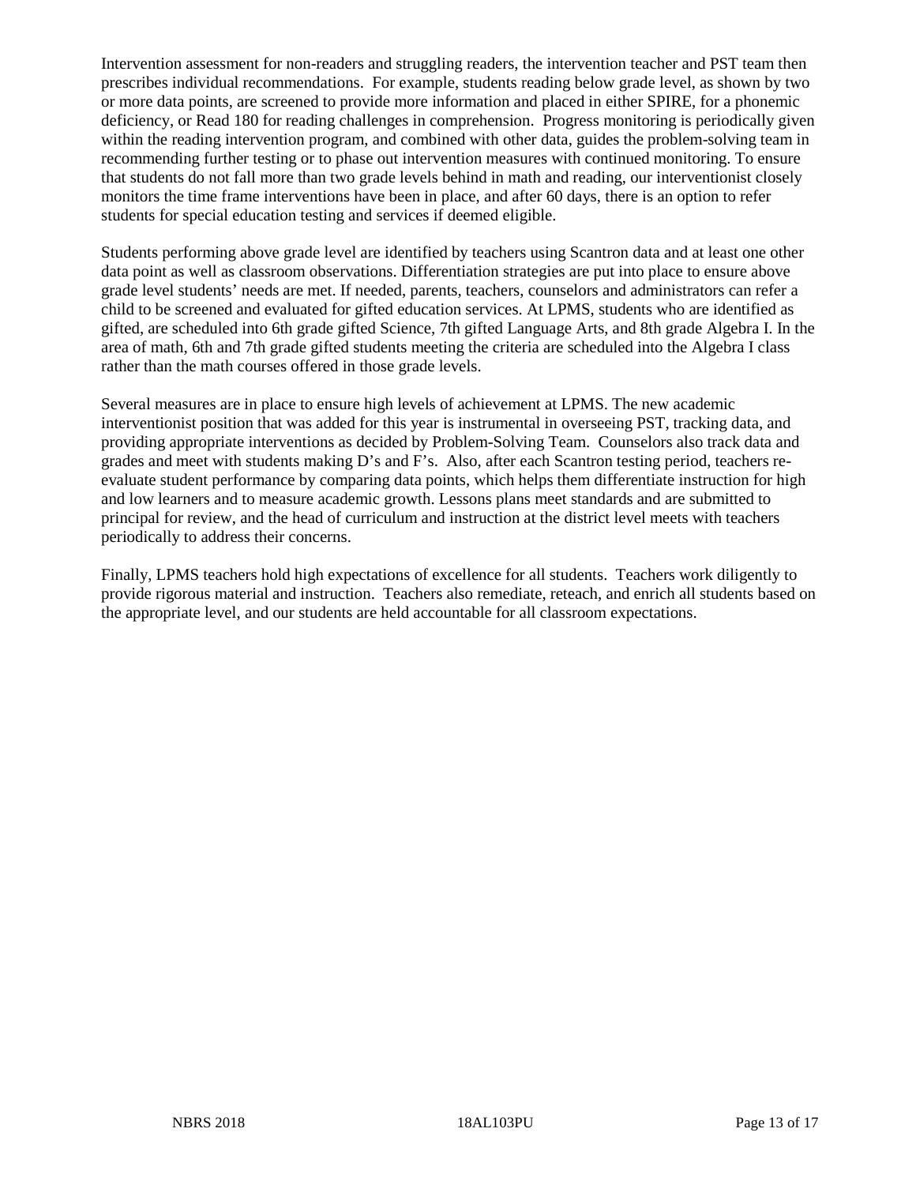Intervention assessment for non-readers and struggling readers, the intervention teacher and PST team then prescribes individual recommendations. For example, students reading below grade level, as shown by two or more data points, are screened to provide more information and placed in either SPIRE, for a phonemic deficiency, or Read 180 for reading challenges in comprehension. Progress monitoring is periodically given within the reading intervention program, and combined with other data, guides the problem-solving team in recommending further testing or to phase out intervention measures with continued monitoring. To ensure that students do not fall more than two grade levels behind in math and reading, our interventionist closely monitors the time frame interventions have been in place, and after 60 days, there is an option to refer students for special education testing and services if deemed eligible.

Students performing above grade level are identified by teachers using Scantron data and at least one other data point as well as classroom observations. Differentiation strategies are put into place to ensure above grade level students' needs are met. If needed, parents, teachers, counselors and administrators can refer a child to be screened and evaluated for gifted education services. At LPMS, students who are identified as gifted, are scheduled into 6th grade gifted Science, 7th gifted Language Arts, and 8th grade Algebra I. In the area of math, 6th and 7th grade gifted students meeting the criteria are scheduled into the Algebra I class rather than the math courses offered in those grade levels.

Several measures are in place to ensure high levels of achievement at LPMS. The new academic interventionist position that was added for this year is instrumental in overseeing PST, tracking data, and providing appropriate interventions as decided by Problem-Solving Team. Counselors also track data and grades and meet with students making D's and F's. Also, after each Scantron testing period, teachers re-evaluate student performance by comparing data points, which helps them differentiate instruction for high and low learners and to measure academic growth. Lessons plans meet standards and are submitted to principal for review, and the head of curriculum and instruction at the district level meets with teachers periodically to address their concerns.

Finally, LPMS teachers hold high expectations of excellence for all students. Teachers work diligently to provide rigorous material and instruction. Teachers also remediate, reteach, and enrich all students based on the appropriate level, and our students are held accountable for all classroom expectations.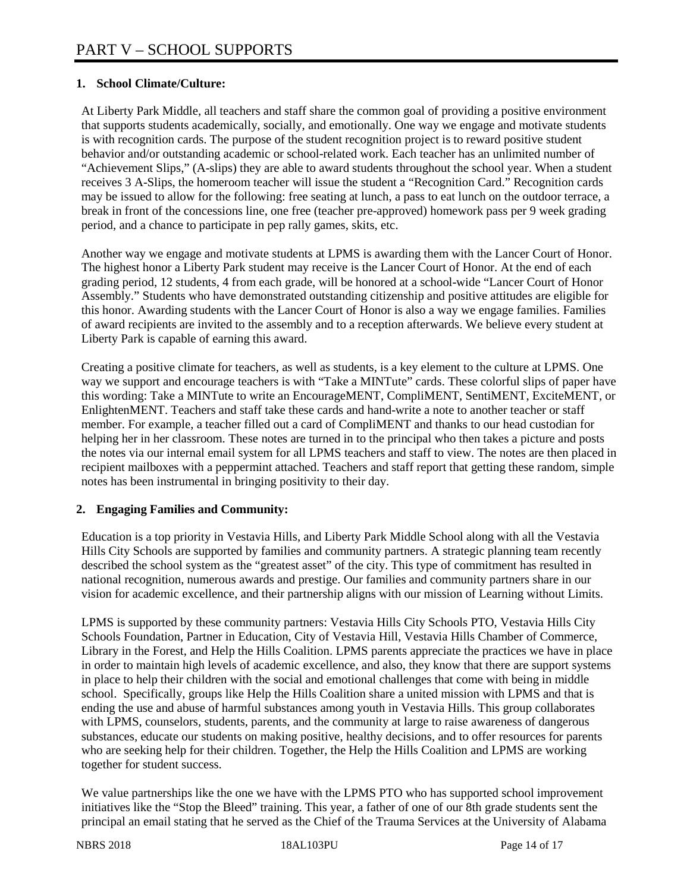# PART V – SCHOOL SUPPORTS

**1. School Climate/Culture:**

At Liberty Park Middle, all teachers and staff share the common goal of providing a positive environment that supports students academically, socially, and emotionally. One way we engage and motivate students is with recognition cards. The purpose of the student recognition project is to reward positive student behavior and/or outstanding academic or school-related work. Each teacher has an unlimited number of "Achievement Slips," (A-slips) they are able to award students throughout the school year. When a student receives 3 A-Slips, the homeroom teacher will issue the student a "Recognition Card." Recognition cards may be issued to allow for the following: free seating at lunch, a pass to eat lunch on the outdoor terrace, a break in front of the concessions line, one free (teacher pre-approved) homework pass per 9 week grading period, and a chance to participate in pep rally games, skits, etc.

Another way we engage and motivate students at LPMS is awarding them with the Lancer Court of Honor. The highest honor a Liberty Park student may receive is the Lancer Court of Honor. At the end of each grading period, 12 students, 4 from each grade, will be honored at a school-wide "Lancer Court of Honor Assembly." Students who have demonstrated outstanding citizenship and positive attitudes are eligible for this honor. Awarding students with the Lancer Court of Honor is also a way we engage families. Families of award recipients are invited to the assembly and to a reception afterwards. We believe every student at Liberty Park is capable of earning this award.

Creating a positive climate for teachers, as well as students, is a key element to the culture at LPMS. One way we support and encourage teachers is with "Take a MINTute" cards. These colorful slips of paper have this wording: Take a MINTute to write an EncourageMENT, CompliMENT, SentiMENT, ExciteMENT, or EnlightenMENT. Teachers and staff take these cards and hand-write a note to another teacher or staff member. For example, a teacher filled out a card of CompliMENT and thanks to our head custodian for helping her in her classroom. These notes are turned in to the principal who then takes a picture and posts the notes via our internal email system for all LPMS teachers and staff to view. The notes are then placed in recipient mailboxes with a peppermint attached. Teachers and staff report that getting these random, simple notes has been instrumental in bringing positivity to their day.

**2. Engaging Families and Community:**

Education is a top priority in Vestavia Hills, and Liberty Park Middle School along with all the Vestavia Hills City Schools are supported by families and community partners. A strategic planning team recently described the school system as the "greatest asset" of the city. This type of commitment has resulted in national recognition, numerous awards and prestige. Our families and community partners share in our vision for academic excellence, and their partnership aligns with our mission of Learning without Limits.

LPMS is supported by these community partners: Vestavia Hills City Schools PTO, Vestavia Hills City Schools Foundation, Partner in Education, City of Vestavia Hill, Vestavia Hills Chamber of Commerce, Library in the Forest, and Help the Hills Coalition. LPMS parents appreciate the practices we have in place in order to maintain high levels of academic excellence, and also, they know that there are support systems in place to help their children with the social and emotional challenges that come with being in middle school. Specifically, groups like Help the Hills Coalition share a united mission with LPMS and that is ending the use and abuse of harmful substances among youth in Vestavia Hills. This group collaborates with LPMS, counselors, students, parents, and the community at large to raise awareness of dangerous substances, educate our students on making positive, healthy decisions, and to offer resources for parents who are seeking help for their children. Together, the Help the Hills Coalition and LPMS are working together for student success.

We value partnerships like the one we have with the LPMS PTO who has supported school improvement initiatives like the "Stop the Bleed" training. This year, a father of one of our 8th grade students sent the principal an email stating that he served as the Chief of the Trauma Services at the University of Alabama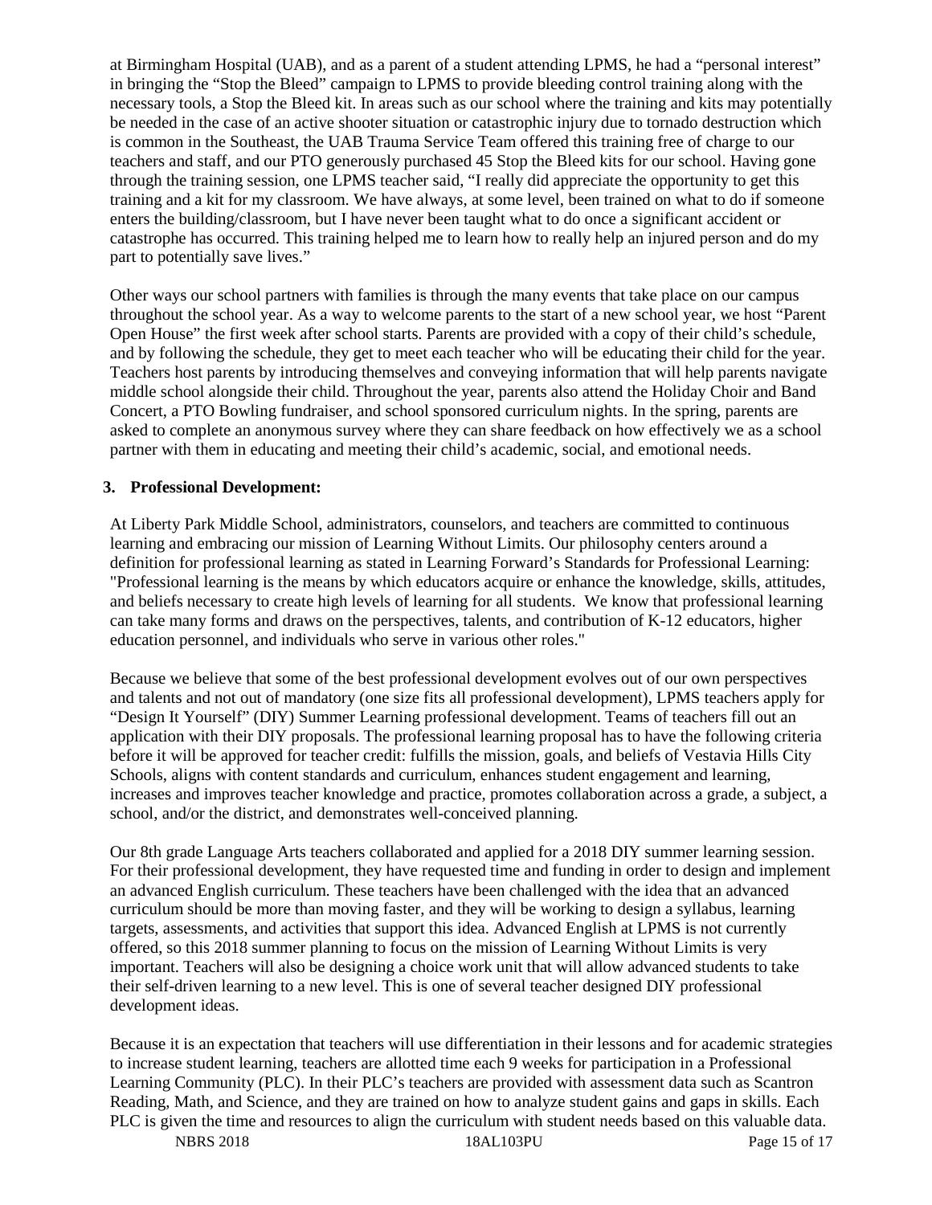at Birmingham Hospital (UAB), and as a parent of a student attending LPMS, he had a "personal interest" in bringing the "Stop the Bleed" campaign to LPMS to provide bleeding control training along with the necessary tools, a Stop the Bleed kit. In areas such as our school where the training and kits may potentially be needed in the case of an active shooter situation or catastrophic injury due to tornado destruction which is common in the Southeast, the UAB Trauma Service Team offered this training free of charge to our teachers and staff, and our PTO generously purchased 45 Stop the Bleed kits for our school. Having gone through the training session, one LPMS teacher said, "I really did appreciate the opportunity to get this training and a kit for my classroom. We have always, at some level, been trained on what to do if someone enters the building/classroom, but I have never been taught what to do once a significant accident or catastrophe has occurred. This training helped me to learn how to really help an injured person and do my part to potentially save lives."

Other ways our school partners with families is through the many events that take place on our campus throughout the school year. As a way to welcome parents to the start of a new school year, we host "Parent Open House" the first week after school starts. Parents are provided with a copy of their child's schedule, and by following the schedule, they get to meet each teacher who will be educating their child for the year. Teachers host parents by introducing themselves and conveying information that will help parents navigate middle school alongside their child. Throughout the year, parents also attend the Holiday Choir and Band Concert, a PTO Bowling fundraiser, and school sponsored curriculum nights. In the spring, parents are asked to complete an anonymous survey where they can share feedback on how effectively we as a school partner with them in educating and meeting their child's academic, social, and emotional needs.

**3. Professional Development:**

At Liberty Park Middle School, administrators, counselors, and teachers are committed to continuous learning and embracing our mission of Learning Without Limits. Our philosophy centers around a definition for professional learning as stated in Learning Forward's Standards for Professional Learning: "Professional learning is the means by which educators acquire or enhance the knowledge, skills, attitudes, and beliefs necessary to create high levels of learning for all students. We know that professional learning can take many forms and draws on the perspectives, talents, and contribution of K-12 educators, higher education personnel, and individuals who serve in various other roles."

Because we believe that some of the best professional development evolves out of our own perspectives and talents and not out of mandatory (one size fits all professional development), LPMS teachers apply for "Design It Yourself" (DIY) Summer Learning professional development. Teams of teachers fill out an application with their DIY proposals. The professional learning proposal has to have the following criteria before it will be approved for teacher credit: fulfills the mission, goals, and beliefs of Vestavia Hills City Schools, aligns with content standards and curriculum, enhances student engagement and learning, increases and improves teacher knowledge and practice, promotes collaboration across a grade, a subject, a school, and/or the district, and demonstrates well-conceived planning.

Our 8th grade Language Arts teachers collaborated and applied for a 2018 DIY summer learning session. For their professional development, they have requested time and funding in order to design and implement an advanced English curriculum. These teachers have been challenged with the idea that an advanced curriculum should be more than moving faster, and they will be working to design a syllabus, learning targets, assessments, and activities that support this idea. Advanced English at LPMS is not currently offered, so this 2018 summer planning to focus on the mission of Learning Without Limits is very important. Teachers will also be designing a choice work unit that will allow advanced students to take their self-driven learning to a new level. This is one of several teacher designed DIY professional development ideas.

Because it is an expectation that teachers will use differentiation in their lessons and for academic strategies to increase student learning, teachers are allotted time each 9 weeks for participation in a Professional Learning Community (PLC). In their PLC's teachers are provided with assessment data such as Scantron Reading, Math, and Science, and they are trained on how to analyze student gains and gaps in skills. Each PLC is given the time and resources to align the curriculum with student needs based on this valuable data.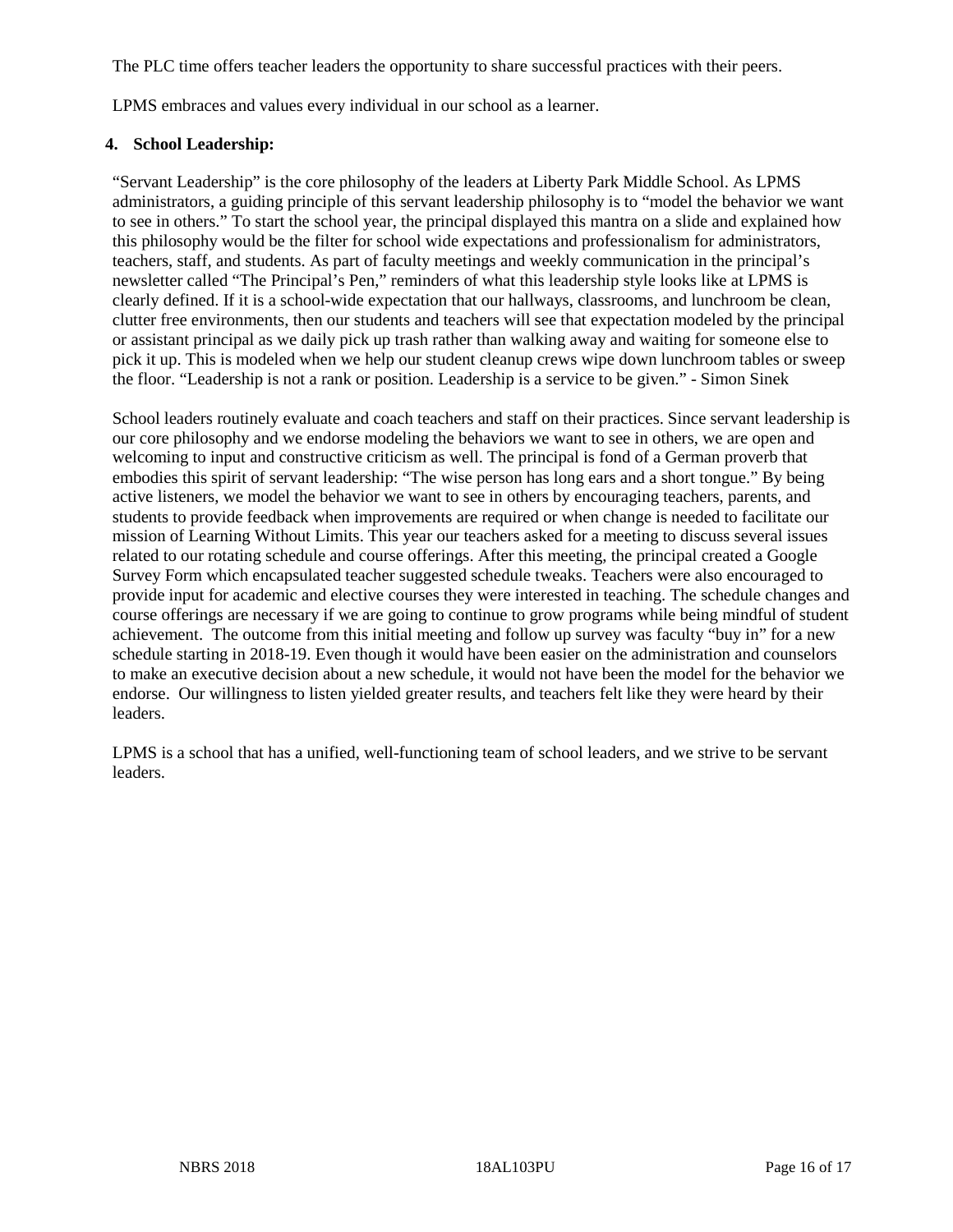The PLC time offers teacher leaders the opportunity to share successful practices with their peers.

LPMS embraces and values every individual in our school as a learner.

**4. School Leadership:**

"Servant Leadership" is the core philosophy of the leaders at Liberty Park Middle School. As LPMS administrators, a guiding principle of this servant leadership philosophy is to "model the behavior we want to see in others." To start the school year, the principal displayed this mantra on a slide and explained how this philosophy would be the filter for school wide expectations and professionalism for administrators, teachers, staff, and students. As part of faculty meetings and weekly communication in the principal's newsletter called "The Principal's Pen," reminders of what this leadership style looks like at LPMS is clearly defined. If it is a school-wide expectation that our hallways, classrooms, and lunchroom be clean, clutter free environments, then our students and teachers will see that expectation modeled by the principal or assistant principal as we daily pick up trash rather than walking away and waiting for someone else to pick it up. This is modeled when we help our student cleanup crews wipe down lunchroom tables or sweep the floor. "Leadership is not a rank or position. Leadership is a service to be given." - Simon Sinek

School leaders routinely evaluate and coach teachers and staff on their practices. Since servant leadership is our core philosophy and we endorse modeling the behaviors we want to see in others, we are open and welcoming to input and constructive criticism as well. The principal is fond of a German proverb that embodies this spirit of servant leadership: "The wise person has long ears and a short tongue." By being active listeners, we model the behavior we want to see in others by encouraging teachers, parents, and students to provide feedback when improvements are required or when change is needed to facilitate our mission of Learning Without Limits. This year our teachers asked for a meeting to discuss several issues related to our rotating schedule and course offerings. After this meeting, the principal created a Google Survey Form which encapsulated teacher suggested schedule tweaks. Teachers were also encouraged to provide input for academic and elective courses they were interested in teaching. The schedule changes and course offerings are necessary if we are going to continue to grow programs while being mindful of student achievement. The outcome from this initial meeting and follow up survey was faculty "buy in" for a new schedule starting in 2018-19. Even though it would have been easier on the administration and counselors to make an executive decision about a new schedule, it would not have been the model for the behavior we endorse. Our willingness to listen yielded greater results, and teachers felt like they were heard by their leaders.

LPMS is a school that has a unified, well-functioning team of school leaders, and we strive to be servant leaders.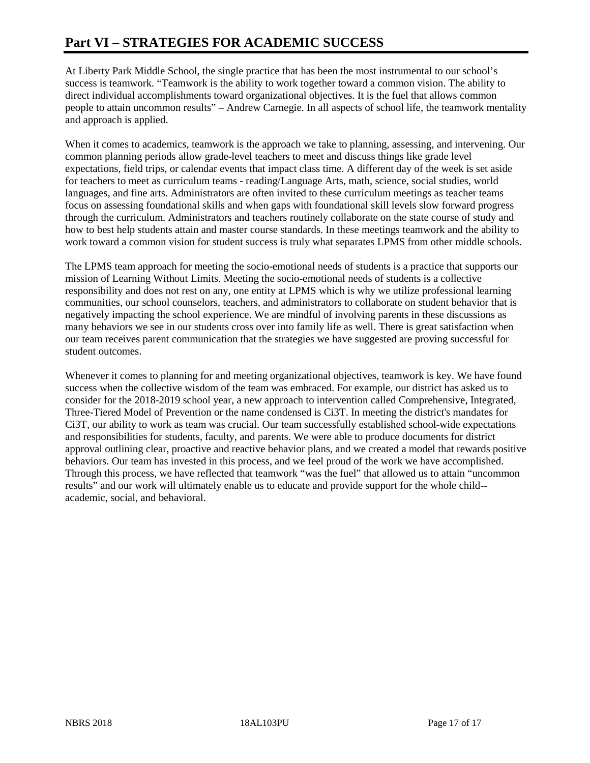# Part VI – STRATEGIES FOR ACADEMIC SUCCESS

At Liberty Park Middle School, the single practice that has been the most instrumental to our school's success is teamwork. "Teamwork is the ability to work together toward a common vision. The ability to direct individual accomplishments toward organizational objectives. It is the fuel that allows common people to attain uncommon results" – Andrew Carnegie. In all aspects of school life, the teamwork mentality and approach is applied.

When it comes to academics, teamwork is the approach we take to planning, assessing, and intervening. Our common planning periods allow grade-level teachers to meet and discuss things like grade level expectations, field trips, or calendar events that impact class time. A different day of the week is set aside for teachers to meet as curriculum teams - reading/Language Arts, math, science, social studies, world languages, and fine arts. Administrators are often invited to these curriculum meetings as teacher teams focus on assessing foundational skills and when gaps with foundational skill levels slow forward progress through the curriculum. Administrators and teachers routinely collaborate on the state course of study and how to best help students attain and master course standards. In these meetings teamwork and the ability to work toward a common vision for student success is truly what separates LPMS from other middle schools.

The LPMS team approach for meeting the socio-emotional needs of students is a practice that supports our mission of Learning Without Limits. Meeting the socio-emotional needs of students is a collective responsibility and does not rest on any, one entity at LPMS which is why we utilize professional learning communities, our school counselors, teachers, and administrators to collaborate on student behavior that is negatively impacting the school experience. We are mindful of involving parents in these discussions as many behaviors we see in our students cross over into family life as well. There is great satisfaction when our team receives parent communication that the strategies we have suggested are proving successful for student outcomes.

Whenever it comes to planning for and meeting organizational objectives, teamwork is key. We have found success when the collective wisdom of the team was embraced. For example, our district has asked us to consider for the 2018-2019 school year, a new approach to intervention called Comprehensive, Integrated, Three-Tiered Model of Prevention or the name condensed is Ci3T. In meeting the district's mandates for Ci3T, our ability to work as team was crucial. Our team successfully established school-wide expectations and responsibilities for students, faculty, and parents. We were able to produce documents for district approval outlining clear, proactive and reactive behavior plans, and we created a model that rewards positive behaviors. Our team has invested in this process, and we feel proud of the work we have accomplished. Through this process, we have reflected that teamwork "was the fuel" that allowed us to attain "uncommon results" and our work will ultimately enable us to educate and provide support for the whole child--academic, social, and behavioral.